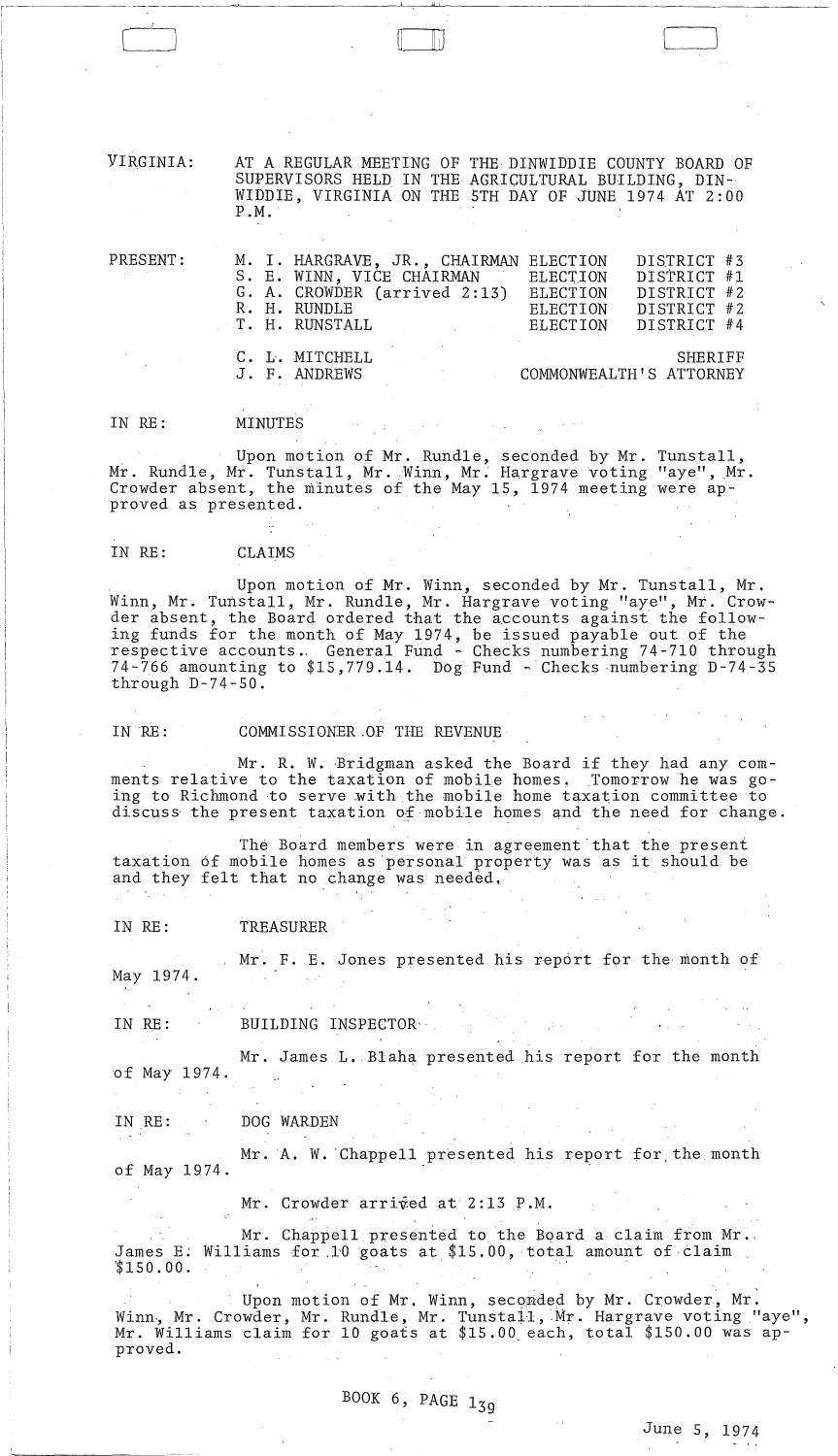VIRGINIA: AT A REGULAR MEETING OF THE DINWIDDIE COUNTY BOARD OF SUPERVISORS HELD IN THE AGRICULTURAL BUILDING, DINWIDDIE, VIRGINIA ON THE 5TH DAY OF JUNE 1974 AT 2:00 P.M.

| PRESENT: | | | |
|---|---|---|---|
| | M. I. HARGRAVE, JR., CHAIRMAN | ELECTION | DISTRICT #3 |
| | S. E. WINN, VICE CHAIRMAN | ELECTION | DISTRICT #1 |
| | G. A. CROWDER (arrived 2:13) | ELECTION | DISTRICT #2 |
| | R. H. RUNDLE | ELECTION | DISTRICT #2 |
| | T. H. RUNSTALL | ELECTION | DISTRICT #4 |
| | C. L. MITCHELL | | SHERIFF |
| | J. F. ANDREWS | | COMMONWEALTH'S ATTORNEY |

IN RE: MINUTES

Upon motion of Mr. Rundle, seconded by Mr. Tunstall, Mr. Rundle, Mr. Tunstall, Mr. Winn, Mr. Hargrave voting "aye", Mr. Crowder absent, the minutes of the May 15, 1974 meeting were approved as presented.

IN RE: CLAIMS

Upon motion of Mr. Winn, seconded by Mr. Tunstall, Mr. Winn, Mr. Tunstall, Mr. Rundle, Mr. Hargrave voting "aye", Mr. Crowder absent, the Board ordered that the accounts against the following funds for the month of May 1974, be issued payable out of the respective accounts. General Fund - Checks numbering 74-710 through 74-766 amounting to $15,779.14. Dog Fund - Checks numbering D-74-35 through D-74-50.

IN RE: COMMISSIONER OF THE REVENUE

Mr. R. W. Bridgman asked the Board if they had any comments relative to the taxation of mobile homes. Tomorrow he was going to Richmond to serve with the mobile home taxation committee to discuss the present taxation of mobile homes and the need for change.

The Board members were in agreement that the present taxation of mobile homes as personal property was as it should be and they felt that no change was needed.

IN RE: TREASURER

Mr. F. E. Jones presented his report for the month of May 1974.

IN RE: BUILDING INSPECTOR

Mr. James L. Blaha presented his report for the month of May 1974.

IN RE: DOG WARDEN

Mr. A. W. Chappell presented his report for the month of May 1974.

Mr. Crowder arrived at 2:13 P.M.

Mr. Chappell presented to the Board a claim from Mr. James E. Williams for 10 goats at $15.00, total amount of claim $150.00.

Upon motion of Mr. Winn, seconded by Mr. Crowder, Mr. Winn, Mr. Crowder, Mr. Rundle, Mr. Tunstall, Mr. Hargrave voting "aye", Mr. Williams claim for 10 goats at $15.00 each, total $150.00 was approved.

BOOK 6, PAGE 139

June 5, 1974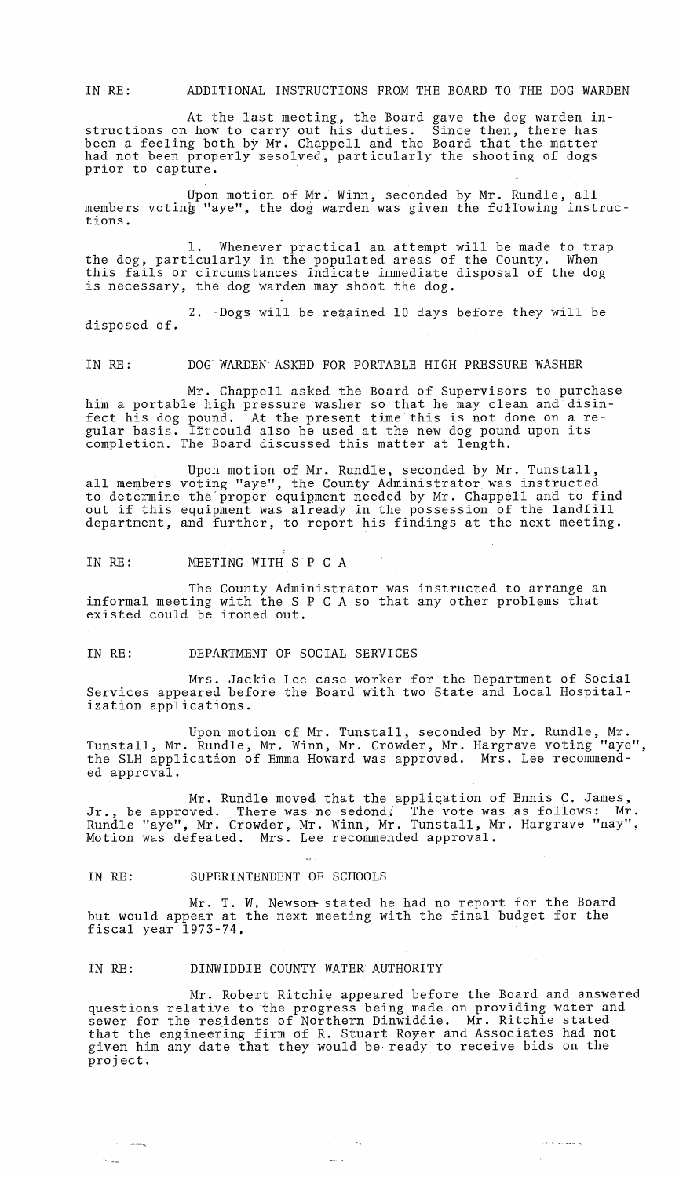IN RE: ADDITIONAL INSTRUCTIONS FROM THE BOARD TO THE DOG WARDEN

At the last meeting, the Board gave the dog warden instructions on how to carry out his duties. Since then, there has been a feeling both by Mr. Chappell and the Board that the matter had not been properly resolved, particularly the shooting of dogs prior to capture.

Upon motion of Mr. Winn, seconded by Mr. Rundle, all members voting "aye", the dog warden was given the following instructions.

1. Whenever practical an attempt will be made to trap the dog, particularly in the populated areas of the County. When this fails or circumstances indicate immediate disposal of the dog is necessary, the dog warden may shoot the dog.

2. Dogs will be retained 10 days before they will be disposed of.

IN RE: DOG WARDEN ASKED FOR PORTABLE HIGH PRESSURE WASHER

Mr. Chappell asked the Board of Supervisors to purchase him a portable high pressure washer so that he may clean and disinfect his dog pound. At the present time this is not done on a regular basis. It could also be used at the new dog pound upon its completion. The Board discussed this matter at length.

Upon motion of Mr. Rundle, seconded by Mr. Tunstall, all members voting "aye", the County Administrator was instructed to determine the proper equipment needed by Mr. Chappell and to find out if this equipment was already in the possession of the landfill department, and further, to report his findings at the next meeting.

IN RE: MEETING WITH S P C A

The County Administrator was instructed to arrange an informal meeting with the S P C A so that any other problems that existed could be ironed out.

IN RE: DEPARTMENT OF SOCIAL SERVICES

Mrs. Jackie Lee case worker for the Department of Social Services appeared before the Board with two State and Local Hospitalization applications.

Upon motion of Mr. Tunstall, seconded by Mr. Rundle, Mr. Tunstall, Mr. Rundle, Mr. Winn, Mr. Crowder, Mr. Hargrave voting "aye", the SLH application of Emma Howard was approved. Mrs. Lee recommended approval.

Mr. Rundle moved that the application of Ennis C. James, Jr., be approved. There was no second. The vote was as follows: Mr. Rundle "aye", Mr. Crowder, Mr. Winn, Mr. Tunstall, Mr. Hargrave "nay", Motion was defeated. Mrs. Lee recommended approval.

IN RE: SUPERINTENDENT OF SCHOOLS

Mr. T. W. Newsom stated he had no report for the Board but would appear at the next meeting with the final budget for the fiscal year 1973-74.

IN RE: DINWIDDIE COUNTY WATER AUTHORITY

Mr. Robert Ritchie appeared before the Board and answered questions relative to the progress being made on providing water and sewer for the residents of Northern Dinwiddie. Mr. Ritchie stated that the engineering firm of R. Stuart Royer and Associates had not given him any date that they would be ready to receive bids on the project.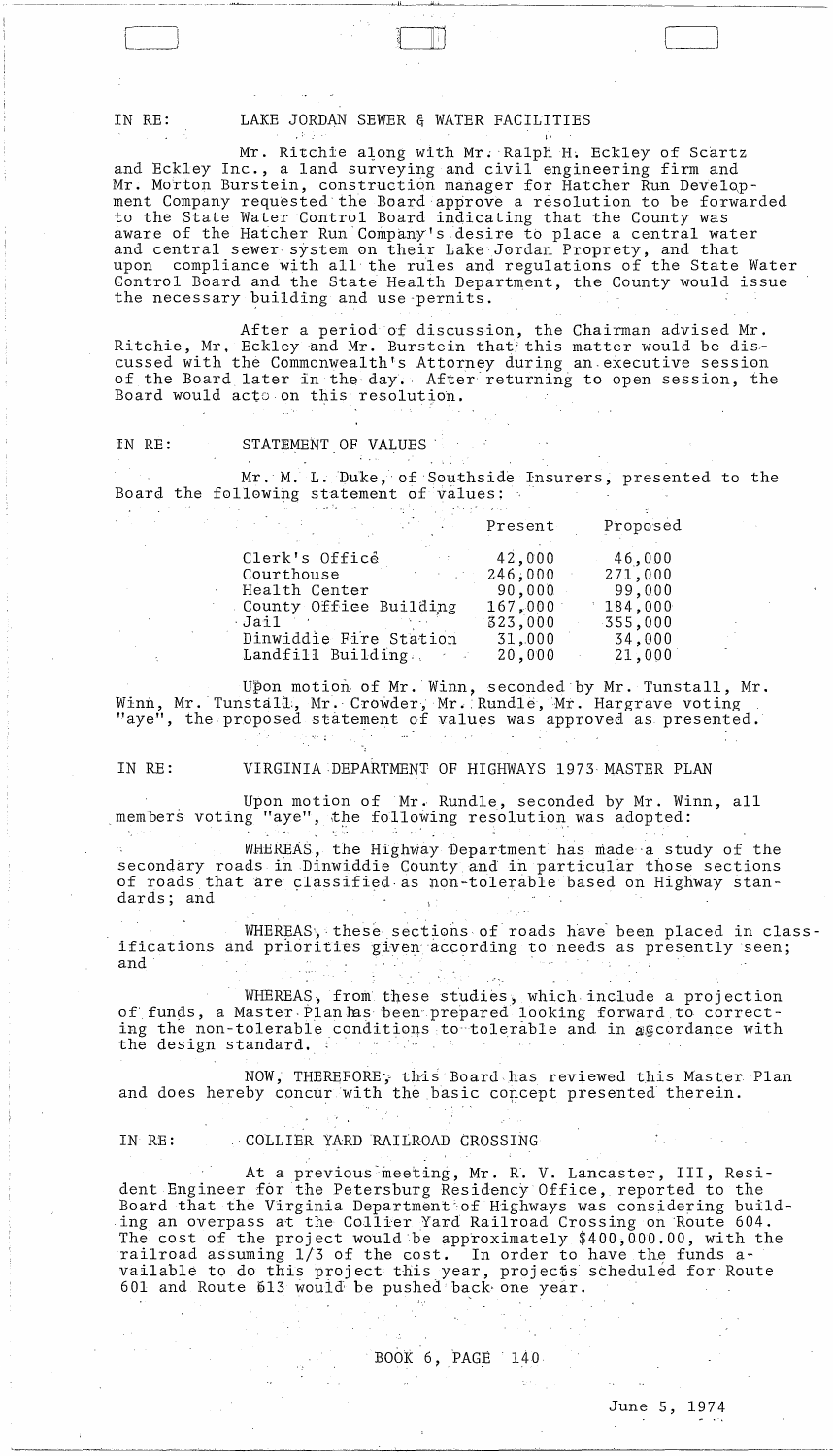IN RE: LAKE JORDAN SEWER & WATER FACILITIES

Mr. Ritchie along with Mr. Ralph H. Eckley of Scartz and Eckley Inc., a land surveying and civil engineering firm and Mr. Morton Burstein, construction manager for Hatcher Run Development Company requested the Board approve a resolution to be forwarded to the State Water Control Board indicating that the County was aware of the Hatcher Run Company's desire to place a central water and central sewer system on their Lake Jordan Proprety, and that upon compliance with all the rules and regulations of the State Water Control Board and the State Health Department, the County would issue the necessary building and use permits.

After a period of discussion, the Chairman advised Mr. Ritchie, Mr. Eckley and Mr. Burstein that this matter would be discussed with the Commonwealth's Attorney during an executive session of the Board later in the day. After returning to open session, the Board would acto on this resolution.

IN RE: STATEMENT OF VALUES

Mr. M. L. Duke, of Southside Insurers, presented to the Board the following statement of values:

| | Present | Proposed |
|---|---|---|
| Clerk's Office | 42,000 | 46,000 |
| Courthouse | 246,000 | 271,000 |
| Health Center | 90,000 | 99,000 |
| County Office Building | 167,000 | 184,000 |
| Jail | 323,000 | 355,000 |
| Dinwiddie Fire Station | 31,000 | 34,000 |
| Landfill Building | 20,000 | 21,000 |

Upon motion of Mr. Winn, seconded by Mr. Tunstall, Mr. Winn, Mr. Tunstall, Mr. Crowder, Mr. Rundle, Mr. Hargrave voting "aye", the proposed statement of values was approved as presented.

IN RE: VIRGINIA DEPARTMENT OF HIGHWAYS 1973 MASTER PLAN

Upon motion of Mr. Rundle, seconded by Mr. Winn, all members voting "aye", the following resolution was adopted:

WHEREAS, the Highway Department has made a study of the secondary roads in Dinwiddie County and in particular those sections of roads that are classified as non-tolerable based on Highway standards; and

WHEREAS, these sections of roads have been placed in classifications and priorities given according to needs as presently seen; and

WHEREAS, from these studies, which include a projection of funds, a Master Plan has been prepared looking forward to correcting the non-tolerable conditions to tolerable and in accordance with the design standard.

NOW, THEREFORE, this Board has reviewed this Master Plan and does hereby concur with the basic concept presented therein.

IN RE: COLLIER YARD RAILROAD CROSSING

At a previous meeting, Mr. R. V. Lancaster, III, Resident Engineer for the Petersburg Residency Office, reported to the Board that the Virginia Department of Highways was considering building an overpass at the Collier Yard Railroad Crossing on Route 604. The cost of the project would be approximately $400,000.00, with the railroad assuming 1/3 of the cost. In order to have the funds available to do this project this year, projects scheduled for Route 601 and Route 613 would be pushed back one year.

BOOK 6, PAGE 140

June 5, 1974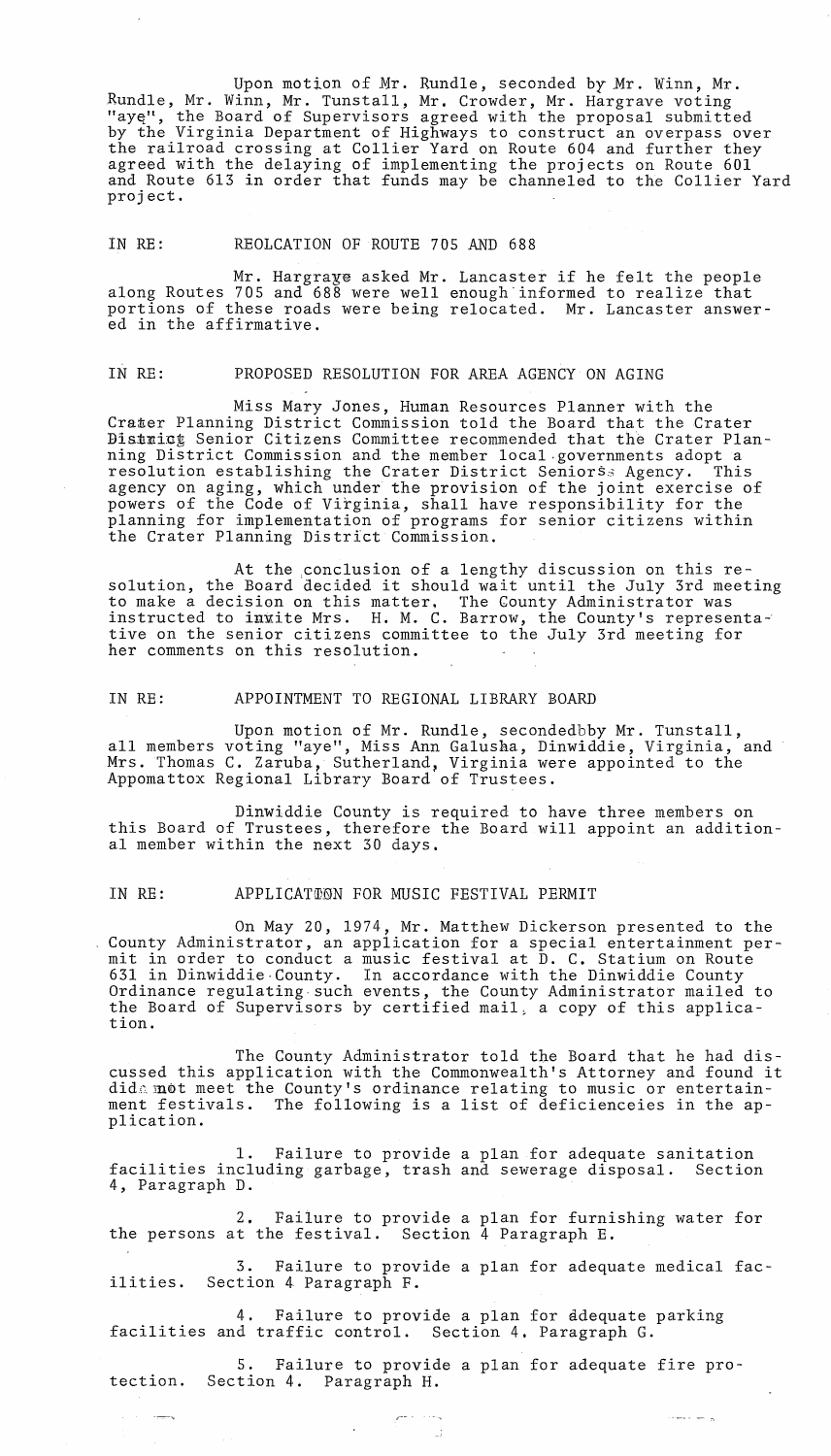Upon motion of Mr. Rundle, seconded by Mr. Winn, Mr. Rundle, Mr. Winn, Mr. Tunstall, Mr. Crowder, Mr. Hargrave voting "aye", the Board of Supervisors agreed with the proposal submitted by the Virginia Department of Highways to construct an overpass over the railroad crossing at Collier Yard on Route 604 and further they agreed with the delaying of implementing the projects on Route 601 and Route 613 in order that funds may be channeled to the Collier Yard project.

IN RE: REOLCATION OF ROUTE 705 AND 688

Mr. Hargrave asked Mr. Lancaster if he felt the people along Routes 705 and 688 were well enough informed to realize that portions of these roads were being relocated. Mr. Lancaster answered in the affirmative.

IN RE: PROPOSED RESOLUTION FOR AREA AGENCY ON AGING

Miss Mary Jones, Human Resources Planner with the Crater Planning District Commission told the Board that the Crater District Senior Citizens Committee recommended that the Crater Planning District Commission and the member local governments adopt a resolution establishing the Crater District Seniors Agency. This agency on aging, which under the provision of the joint exercise of powers of the Code of Virginia, shall have responsibility for the planning for implementation of programs for senior citizens within the Crater Planning District Commission.

At the conclusion of a lengthy discussion on this resolution, the Board decided it should wait until the July 3rd meeting to make a decision on this matter. The County Administrator was instructed to invite Mrs. H. M. C. Barrow, the County's representative on the senior citizens committee to the July 3rd meeting for her comments on this resolution.

IN RE: APPOINTMENT TO REGIONAL LIBRARY BOARD

Upon motion of Mr. Rundle, secondedbby Mr. Tunstall, all members voting "aye", Miss Ann Galusha, Dinwiddie, Virginia, and Mrs. Thomas C. Zaruba, Sutherland, Virginia were appointed to the Appomattox Regional Library Board of Trustees.

Dinwiddie County is required to have three members on this Board of Trustees, therefore the Board will appoint an additional member within the next 30 days.

IN RE: APPLICATION FOR MUSIC FESTIVAL PERMIT

On May 20, 1974, Mr. Matthew Dickerson presented to the County Administrator, an application for a special entertainment permit in order to conduct a music festival at D. C. Statium on Route 631 in Dinwiddie County. In accordance with the Dinwiddie County Ordinance regulating such events, the County Administrator mailed to the Board of Supervisors by certified mail, a copy of this application.

The County Administrator told the Board that he had discussed this application with the Commonwealth's Attorney and found it did not meet the County's ordinance relating to music or entertainment festivals. The following is a list of deficiencies in the application.

1. Failure to provide a plan for adequate sanitation facilities including garbage, trash and sewerage disposal. Section 4, Paragraph D.

2. Failure to provide a plan for furnishing water for the persons at the festival. Section 4 Paragraph E.

3. Failure to provide a plan for adequate medical facilities. Section 4 Paragraph F.

4. Failure to provide a plan for adequate parking facilities and traffic control. Section 4. Paragraph G.

5. Failure to provide a plan for adequate fire protection. Section 4. Paragraph H.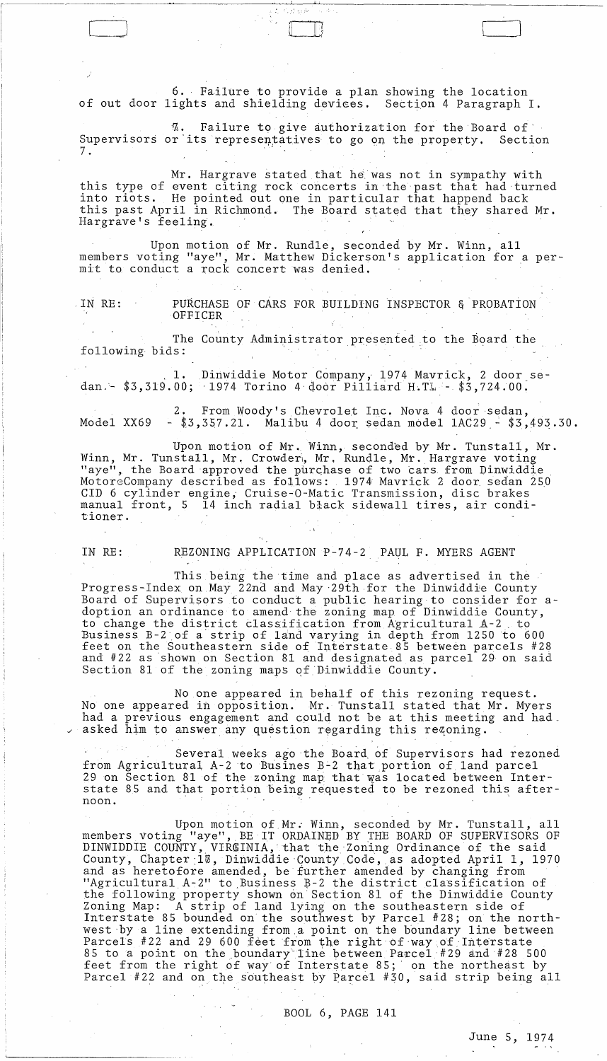6. Failure to provide a plan showing the location of out door lights and shielding devices. Section 4 Paragraph I.

7. Failure to give authorization for the Board of Supervisors or its representatives to go on the property. Section 7.

Mr. Hargrave stated that he was not in sympathy with this type of event citing rock concerts in the past that had turned into riots. He pointed out one in particular that happend back this past April in Richmond. The Board stated that they shared Mr. Hargrave's feeling.

Upon motion of Mr. Rundle, seconded by Mr. Winn, all members voting "aye", Mr. Matthew Dickerson's application for a permit to conduct a rock concert was denied.

IN RE: PURCHASE OF CARS FOR BUILDING INSPECTOR & PROBATION OFFICER

The County Administrator presented to the Board the following bids:

1. Dinwiddie Motor Company, 1974 Mavrick, 2 door sedan - $3,319.00; 1974 Torino 4 door Pilliard H.T. - $3,724.00.

2. From Woody's Chevrolet Inc. Nova 4 door sedan, Model XX69 - $3,357.21. Malibu 4 door sedan model 1AC29 - $3,493.30.

Upon motion of Mr. Winn, seconded by Mr. Tunstall, Mr. Winn, Mr. Tunstall, Mr. Crowder, Mr. Rundle, Mr. Hargrave voting "aye", the Board approved the purchase of two cars from Dinwiddie Motor Company described as follows: 1974 Mavrick 2 door sedan 250 CID 6 cylinder engine, Cruise-O-Matic Transmission, disc brakes manual front, 5 14 inch radial black sidewall tires, air conditioner.

IN RE: REZONING APPLICATION P-74-2 PAUL F. MYERS AGENT

This being the time and place as advertised in the Progress-Index on May 22nd and May 29th for the Dinwiddie County Board of Supervisors to conduct a public hearing to consider for adoption an ordinance to amend the zoning map of Dinwiddie County, to change the district classification from Agricultural A-2 to Business B-2 of a strip of land varying in depth from 1250 to 600 feet on the Southeastern side of Interstate 85 between parcels #28 and #22 as shown on Section 81 and designated as parcel 29 on said Section 81 of the zoning maps of Dinwiddie County.

No one appeared in behalf of this rezoning request. No one appeared in opposition. Mr. Tunstall stated that Mr. Myers had a previous engagement and could not be at this meeting and had asked him to answer any question regarding this rezoning.

Several weeks ago the Board of Supervisors had rezoned from Agricultural A-2 to Busines B-2 that portion of land parcel 29 on Section 81 of the zoning map that was located between Interstate 85 and that portion being requested to be rezoned this afternoon.

Upon motion of Mr. Winn, seconded by Mr. Tunstall, all members voting "aye", BE IT ORDAINED BY THE BOARD OF SUPERVISORS OF DINWIDDIE COUNTY, VIRGINIA, that the Zoning Ordinance of the said County, Chapter 17, Dinwiddie County Code, as adopted April 1, 1970 and as heretofore amended, be further amended by changing from "Agricultural A-2" to Business B-2 the district classification of the following property shown on Section 81 of the Dinwiddie County Zoning Map: A strip of land lying on the southeastern side of Interstate 85 bounded on the southwest by Parcel #28; on the northwest by a line extending from a point on the boundary line between Parcels #22 and 29 600 feet from the right of way of Interstate 85 to a point on the boundary line between Parcel #29 and #28 500 feet from the right of way of Interstate 85; on the northeast by Parcel #22 and on the southeast by Parcel #30, said strip being all

BOOL 6, PAGE 141

June 5, 1974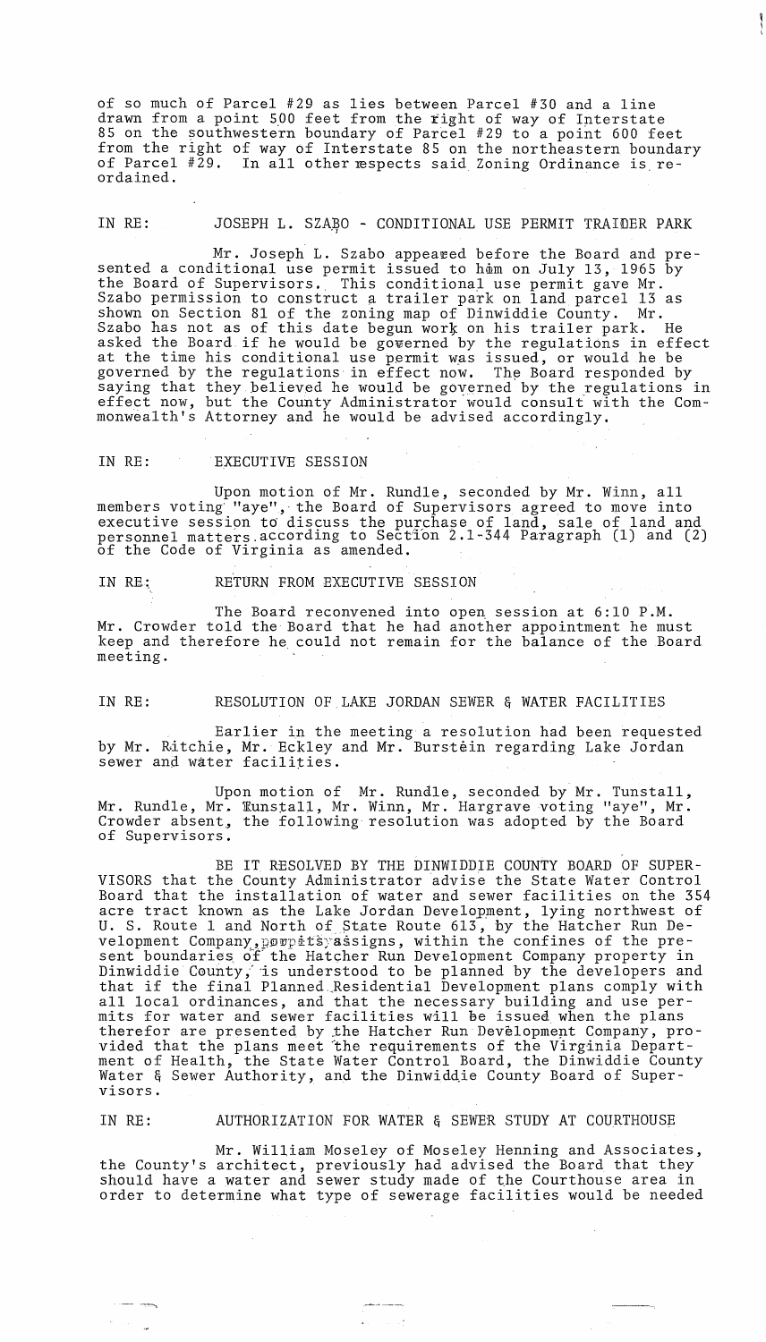of so much of Parcel #29 as lies between Parcel #30 and a line drawn from a point 500 feet from the right of way of Interstate 85 on the southwestern boundary of Parcel #29 to a point 600 feet from the right of way of Interstate 85 on the northeastern boundary of Parcel #29. In all other respects said Zoning Ordinance is reordained.

IN RE: JOSEPH L. SZABO - CONDITIONAL USE PERMIT TRAILER PARK

Mr. Joseph L. Szabo appeared before the Board and presented a conditional use permit issued to him on July 13, 1965 by the Board of Supervisors. This conditional use permit gave Mr. Szabo permission to construct a trailer park on land parcel 13 as shown on Section 81 of the zoning map of Dinwiddie County. Mr. Szabo has not as of this date begun work on his trailer park. He asked the Board if he would be governed by the regulations in effect at the time his conditional use permit was issued, or would he be governed by the regulations in effect now. The Board responded by saying that they believed he would be governed by the regulations in effect now, but the County Administrator would consult with the Commonwealth's Attorney and he would be advised accordingly.

IN RE: EXECUTIVE SESSION

Upon motion of Mr. Rundle, seconded by Mr. Winn, all members voting "aye", the Board of Supervisors agreed to move into executive session to discuss the purchase of land, sale of land and personnel matters according to Section 2.1-344 Paragraph (1) and (2) of the Code of Virginia as amended.

IN RE: RETURN FROM EXECUTIVE SESSION

The Board reconvened into open session at 6:10 P.M. Mr. Crowder told the Board that he had another appointment he must keep and therefore he could not remain for the balance of the Board meeting.

IN RE: RESOLUTION OF LAKE JORDAN SEWER & WATER FACILITIES

Earlier in the meeting a resolution had been requested by Mr. Ritchie, Mr. Eckley and Mr. Burstein regarding Lake Jordan sewer and water facilities.

Upon motion of Mr. Rundle, seconded by Mr. Tunstall, Mr. Rundle, Mr. Tunstall, Mr. Winn, Mr. Hargrave voting "aye", Mr. Crowder absent, the following resolution was adopted by the Board of Supervisors.

BE IT RESOLVED BY THE DINWIDDIE COUNTY BOARD OF SUPERVISORS that the County Administrator advise the State Water Control Board that the installation of water and sewer facilities on the 354 acre tract known as the Lake Jordan Development, lying northwest of U. S. Route 1 and North of State Route 613, by the Hatcher Run Development Company, or its assigns, within the confines of the present boundaries of the Hatcher Run Development Company property in Dinwiddie County, is understood to be planned by the developers and that if the final Planned Residential Development plans comply with all local ordinances, and that the necessary building and use permits for water and sewer facilities will be issued when the plans therefor are presented by the Hatcher Run Development Company, provided that the plans meet the requirements of the Virginia Department of Health, the State Water Control Board, the Dinwiddie County Water & Sewer Authority, and the Dinwiddie County Board of Supervisors.

IN RE: AUTHORIZATION FOR WATER & SEWER STUDY AT COURTHOUSE

Mr. William Moseley of Moseley Henning and Associates, the County's architect, previously had advised the Board that they should have a water and sewer study made of the Courthouse area in order to determine what type of sewerage facilities would be needed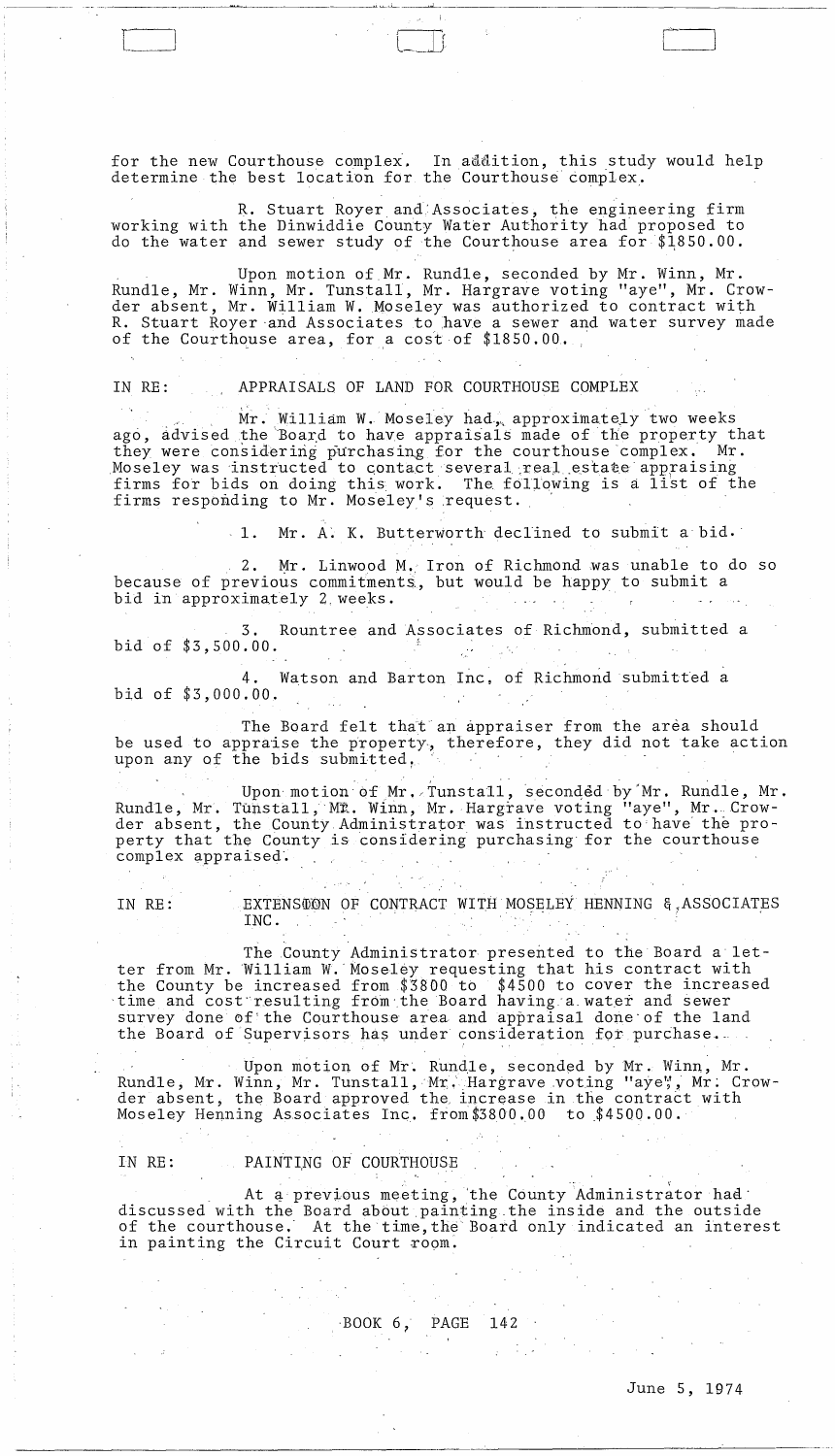for the new Courthouse complex. In addition, this study would help determine the best location for the Courthouse complex.

R. Stuart Royer and Associates, the engineering firm working with the Dinwiddie County Water Authority had proposed to do the water and sewer study of the Courthouse area for $1850.00.

Upon motion of Mr. Rundle, seconded by Mr. Winn, Mr. Rundle, Mr. Winn, Mr. Tunstall, Mr. Hargrave voting "aye", Mr. Crowder absent, Mr. William W. Moseley was authorized to contract with R. Stuart Royer and Associates to have a sewer and water survey made of the Courthouse area, for a cost of $1850.00.

IN RE: APPRAISALS OF LAND FOR COURTHOUSE COMPLEX

Mr. William W. Moseley had, approximately two weeks ago, advised the Board to have appraisals made of the property that they were considering purchasing for the courthouse complex. Mr. Moseley was instructed to contact several real estate appraising firms for bids on doing this work. The following is a list of the firms responding to Mr. Moseley's request.

1. Mr. A. K. Butterworth declined to submit a bid.

2. Mr. Linwood M. Iron of Richmond was unable to do so because of previous commitments, but would be happy to submit a bid in approximately 2 weeks.

3. Rountree and Associates of Richmond, submitted a bid of $3,500.00.

4. Watson and Barton Inc, of Richmond submitted a bid of $3,000.00.

The Board felt that an appraiser from the area should be used to appraise the property, therefore, they did not take action upon any of the bids submitted.

Upon motion of Mr. Tunstall, seconded by Mr. Rundle, Mr. Rundle, Mr. Tunstall, Mr. Winn, Mr. Hargrave voting "aye", Mr. Crowder absent, the County Administrator was instructed to have the property that the County is considering purchasing for the courthouse complex appraised.

IN RE: EXTENSION OF CONTRACT WITH MOSELEY HENNING & ASSOCIATES INC.

The County Administrator presented to the Board a letter from Mr. William W. Moseley requesting that his contract with the County be increased from $3800 to $4500 to cover the increased time and cost resulting from the Board having a water and sewer survey done of the Courthouse area and appraisal done of the land the Board of Supervisors has under consideration for purchase.

Upon motion of Mr. Rundle, seconded by Mr. Winn, Mr. Rundle, Mr. Winn, Mr. Tunstall, Mr. Hargrave voting "aye", Mr. Crowder absent, the Board approved the increase in the contract with Moseley Henning Associates Inc. from $3800.00 to $4500.00.

IN RE: PAINTING OF COURTHOUSE

At a previous meeting, the County Administrator had discussed with the Board about painting the inside and the outside of the courthouse. At the time, the Board only indicated an interest in painting the Circuit Court room.

BOOK 6, PAGE 142

June 5, 1974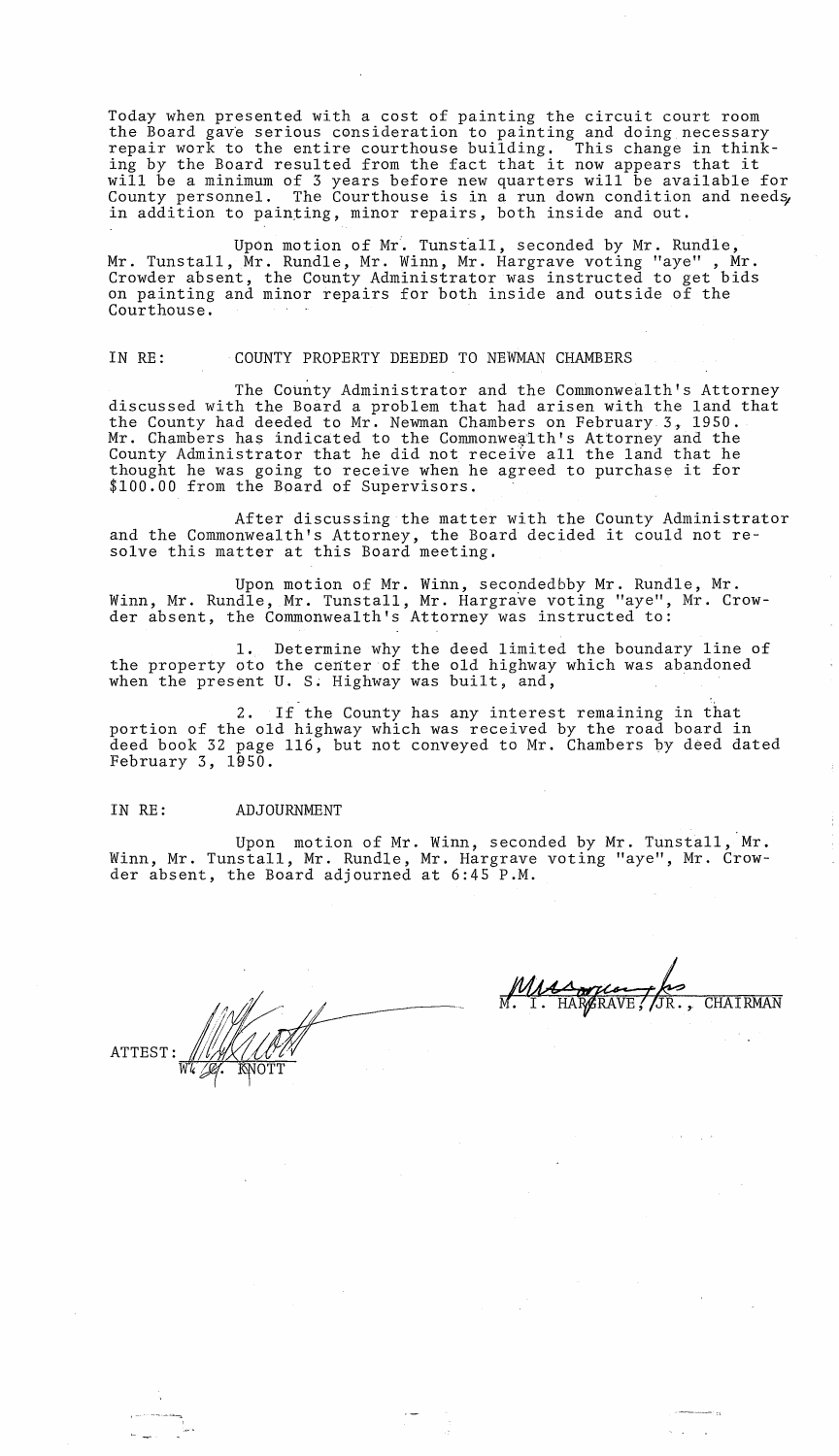Today when presented with a cost of painting the circuit court room the Board gave serious consideration to painting and doing necessary repair work to the entire courthouse building. This change in thinking by the Board resulted from the fact that it now appears that it will be a minimum of 3 years before new quarters will be available for County personnel. The Courthouse is in a run down condition and needs, in addition to painting, minor repairs, both inside and out.

Upon motion of Mr. Tunstall, seconded by Mr. Rundle, Mr. Tunstall, Mr. Rundle, Mr. Winn, Mr. Hargrave voting "aye", Mr. Crowder absent, the County Administrator was instructed to get bids on painting and minor repairs for both inside and outside of the Courthouse.

IN RE: COUNTY PROPERTY DEEDED TO NEWMAN CHAMBERS

The County Administrator and the Commonwealth's Attorney discussed with the Board a problem that had arisen with the land that the County had deeded to Mr. Newman Chambers on February 3, 1950. Mr. Chambers has indicated to the Commonwealth's Attorney and the County Administrator that he did not receive all the land that he thought he was going to receive when he agreed to purchase it for $100.00 from the Board of Supervisors.

After discussing the matter with the County Administrator and the Commonwealth's Attorney, the Board decided it could not resolve this matter at this Board meeting.

Upon motion of Mr. Winn, secondedbby Mr. Rundle, Mr. Winn, Mr. Rundle, Mr. Tunstall, Mr. Hargrave voting "aye", Mr. Crowder absent, the Commonwealth's Attorney was instructed to:

1. Determine why the deed limited the boundary line of the property oto the center of the old highway which was abandoned when the present U. S. Highway was built, and,

2. If the County has any interest remaining in that portion of the old highway which was received by the road board in deed book 32 page 116, but not conveyed to Mr. Chambers by deed dated February 3, 1950.

IN RE: ADJOURNMENT

Upon motion of Mr. Winn, seconded by Mr. Tunstall, Mr. Winn, Mr. Tunstall, Mr. Rundle, Mr. Hargrave voting "aye", Mr. Crowder absent, the Board adjourned at 6:45 P.M.

M. I. HARGRAVE, JR., CHAIRMAN

ATTEST: W. E. KNOTT